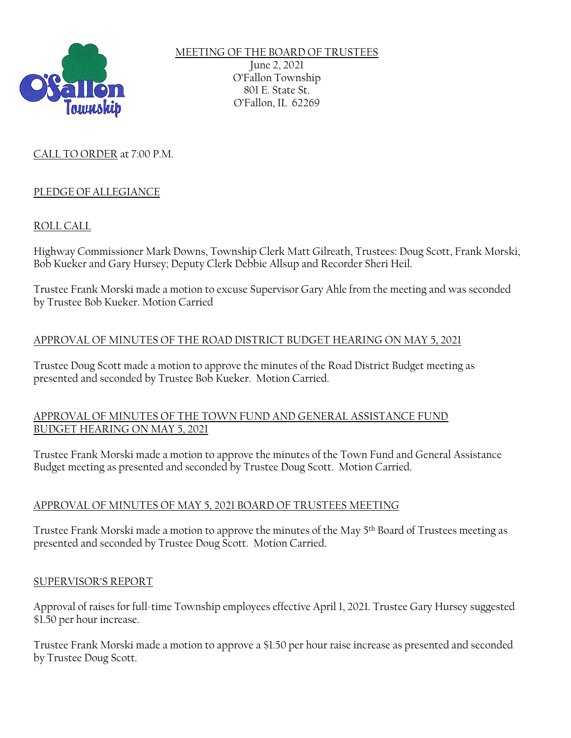MEETING OF THE BOARD OF TRUSTEES
June 2, 2021
O'Fallon Township
801 E. State St.
O'Fallon, IL 62269

CALL TO ORDER at 7:00 P.M.

PLEDGE OF ALLEGIANCE

ROLL CALL

Highway Commissioner Mark Downs, Township Clerk Matt Gilreath, Trustees: Doug Scott, Frank Morski, Bob Kueker and Gary Hursey; Deputy Clerk Debbie Allsup and Recorder Sheri Heil.

Trustee Frank Morski made a motion to excuse Supervisor Gary Ahle from the meeting and was seconded by Trustee Bob Kueker. Motion Carried

APPROVAL OF MINUTES OF THE ROAD DISTRICT BUDGET HEARING ON MAY 5, 2021

Trustee Doug Scott made a motion to approve the minutes of the Road District Budget meeting as presented and seconded by Trustee Bob Kueker. Motion Carried.

APPROVAL OF MINUTES OF THE TOWN FUND AND GENERAL ASSISTANCE FUND BUDGET HEARING ON MAY 5, 2021

Trustee Frank Morski made a motion to approve the minutes of the Town Fund and General Assistance Budget meeting as presented and seconded by Trustee Doug Scott. Motion Carried.

APPROVAL OF MINUTES OF MAY 5, 2021 BOARD OF TRUSTEES MEETING

Trustee Frank Morski made a motion to approve the minutes of the May 5th Board of Trustees meeting as presented and seconded by Trustee Doug Scott. Motion Carried.

SUPERVISOR'S REPORT

Approval of raises for full-time Township employees effective April 1, 2021. Trustee Gary Hursey suggested $1.50 per hour increase.

Trustee Frank Morski made a motion to approve a $1.50 per hour raise increase as presented and seconded by Trustee Doug Scott.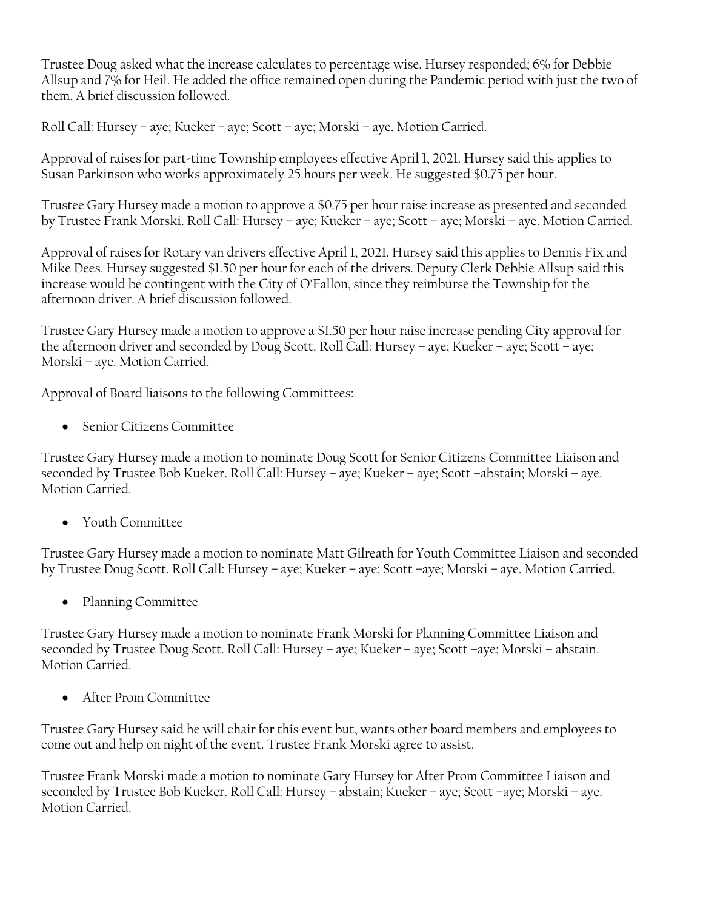Trustee Doug asked what the increase calculates to percentage wise. Hursey responded; 6% for Debbie Allsup and 7% for Heil. He added the office remained open during the Pandemic period with just the two of them. A brief discussion followed.

Roll Call: Hursey – aye; Kueker – aye; Scott – aye; Morski – aye. Motion Carried.

Approval of raises for part-time Township employees effective April 1, 2021. Hursey said this applies to Susan Parkinson who works approximately 25 hours per week. He suggested $0.75 per hour.

Trustee Gary Hursey made a motion to approve a $0.75 per hour raise increase as presented and seconded by Trustee Frank Morski. Roll Call: Hursey – aye; Kueker – aye; Scott – aye; Morski – aye. Motion Carried.

Approval of raises for Rotary van drivers effective April 1, 2021. Hursey said this applies to Dennis Fix and Mike Dees. Hursey suggested $1.50 per hour for each of the drivers. Deputy Clerk Debbie Allsup said this increase would be contingent with the City of O'Fallon, since they reimburse the Township for the afternoon driver. A brief discussion followed.

Trustee Gary Hursey made a motion to approve a $1.50 per hour raise increase pending City approval for the afternoon driver and seconded by Doug Scott. Roll Call: Hursey – aye; Kueker – aye; Scott – aye; Morski – aye. Motion Carried.

Approval of Board liaisons to the following Committees:

- Senior Citizens Committee

Trustee Gary Hursey made a motion to nominate Doug Scott for Senior Citizens Committee Liaison and seconded by Trustee Bob Kueker. Roll Call: Hursey – aye; Kueker – aye; Scott –abstain; Morski – aye. Motion Carried.

- Youth Committee

Trustee Gary Hursey made a motion to nominate Matt Gilreath for Youth Committee Liaison and seconded by Trustee Doug Scott. Roll Call: Hursey – aye; Kueker – aye; Scott –aye; Morski – aye. Motion Carried.

- Planning Committee

Trustee Gary Hursey made a motion to nominate Frank Morski for Planning Committee Liaison and seconded by Trustee Doug Scott. Roll Call: Hursey – aye; Kueker – aye; Scott –aye; Morski – abstain. Motion Carried.

- After Prom Committee

Trustee Gary Hursey said he will chair for this event but, wants other board members and employees to come out and help on night of the event. Trustee Frank Morski agree to assist.

Trustee Frank Morski made a motion to nominate Gary Hursey for After Prom Committee Liaison and seconded by Trustee Bob Kueker. Roll Call: Hursey – abstain; Kueker – aye; Scott –aye; Morski – aye. Motion Carried.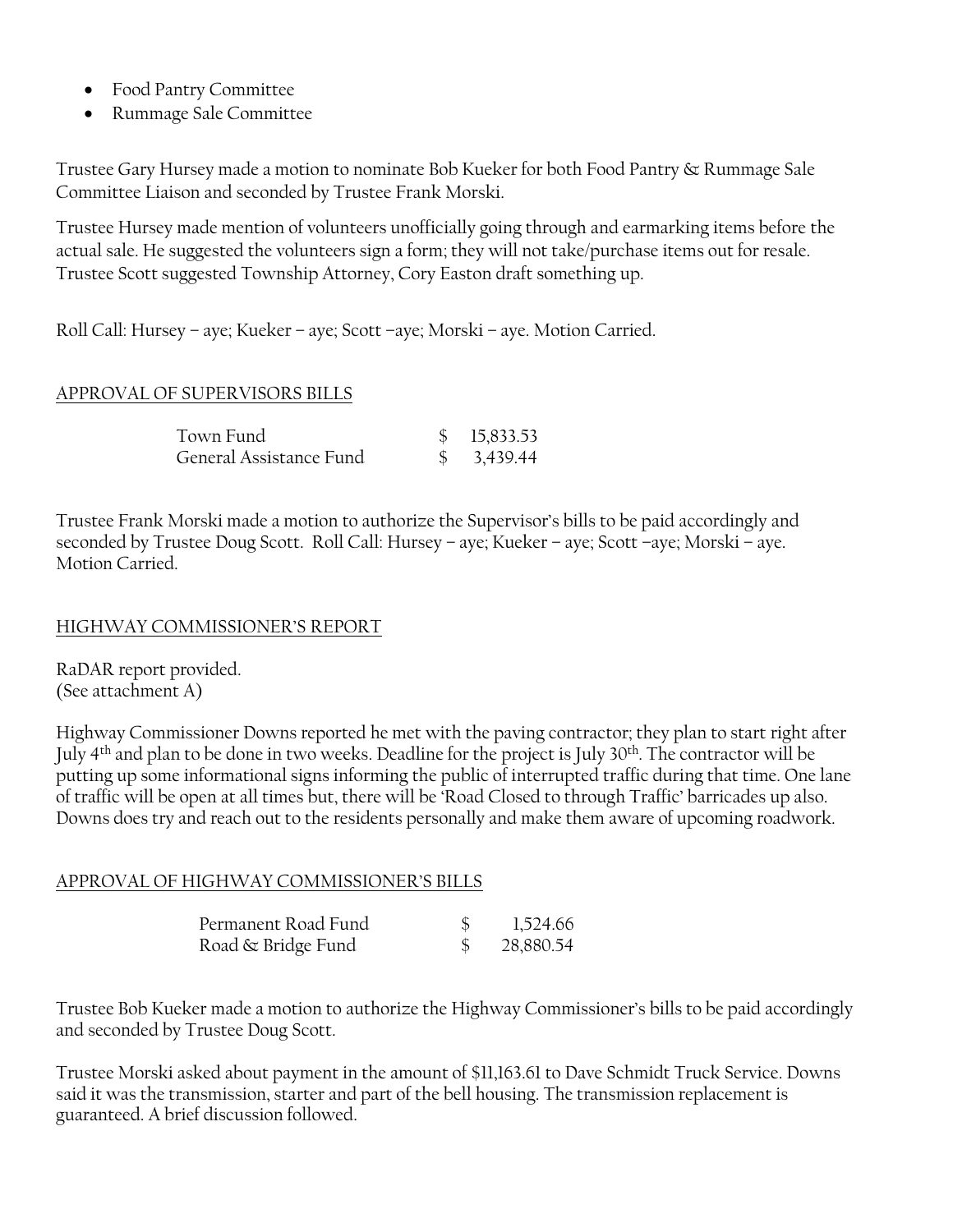- Food Pantry Committee
- Rummage Sale Committee

Trustee Gary Hursey made a motion to nominate Bob Kueker for both Food Pantry & Rummage Sale Committee Liaison and seconded by Trustee Frank Morski.

Trustee Hursey made mention of volunteers unofficially going through and earmarking items before the actual sale. He suggested the volunteers sign a form; they will not take/purchase items out for resale. Trustee Scott suggested Township Attorney, Cory Easton draft something up.

Roll Call: Hursey – aye; Kueker – aye; Scott –aye; Morski – aye. Motion Carried.

## APPROVAL OF SUPERVISORS BILLS

| | | |
|---|---|---|
| Town Fund | $ | 15,833.53 |
| General Assistance Fund | $ | 3,439.44 |

Trustee Frank Morski made a motion to authorize the Supervisor's bills to be paid accordingly and seconded by Trustee Doug Scott. Roll Call: Hursey – aye; Kueker – aye; Scott –aye; Morski – aye. Motion Carried.

## HIGHWAY COMMISSIONER'S REPORT

RaDAR report provided.
(See attachment A)

Highway Commissioner Downs reported he met with the paving contractor; they plan to start right after July 4th and plan to be done in two weeks. Deadline for the project is July 30th. The contractor will be putting up some informational signs informing the public of interrupted traffic during that time. One lane of traffic will be open at all times but, there will be 'Road Closed to through Traffic' barricades up also. Downs does try and reach out to the residents personally and make them aware of upcoming roadwork.

## APPROVAL OF HIGHWAY COMMISSIONER'S BILLS

| | | |
|---|---|---|
| Permanent Road Fund | $ | 1,524.66 |
| Road & Bridge Fund | $ | 28,880.54 |

Trustee Bob Kueker made a motion to authorize the Highway Commissioner's bills to be paid accordingly and seconded by Trustee Doug Scott.

Trustee Morski asked about payment in the amount of $11,163.61 to Dave Schmidt Truck Service. Downs said it was the transmission, starter and part of the bell housing. The transmission replacement is guaranteed. A brief discussion followed.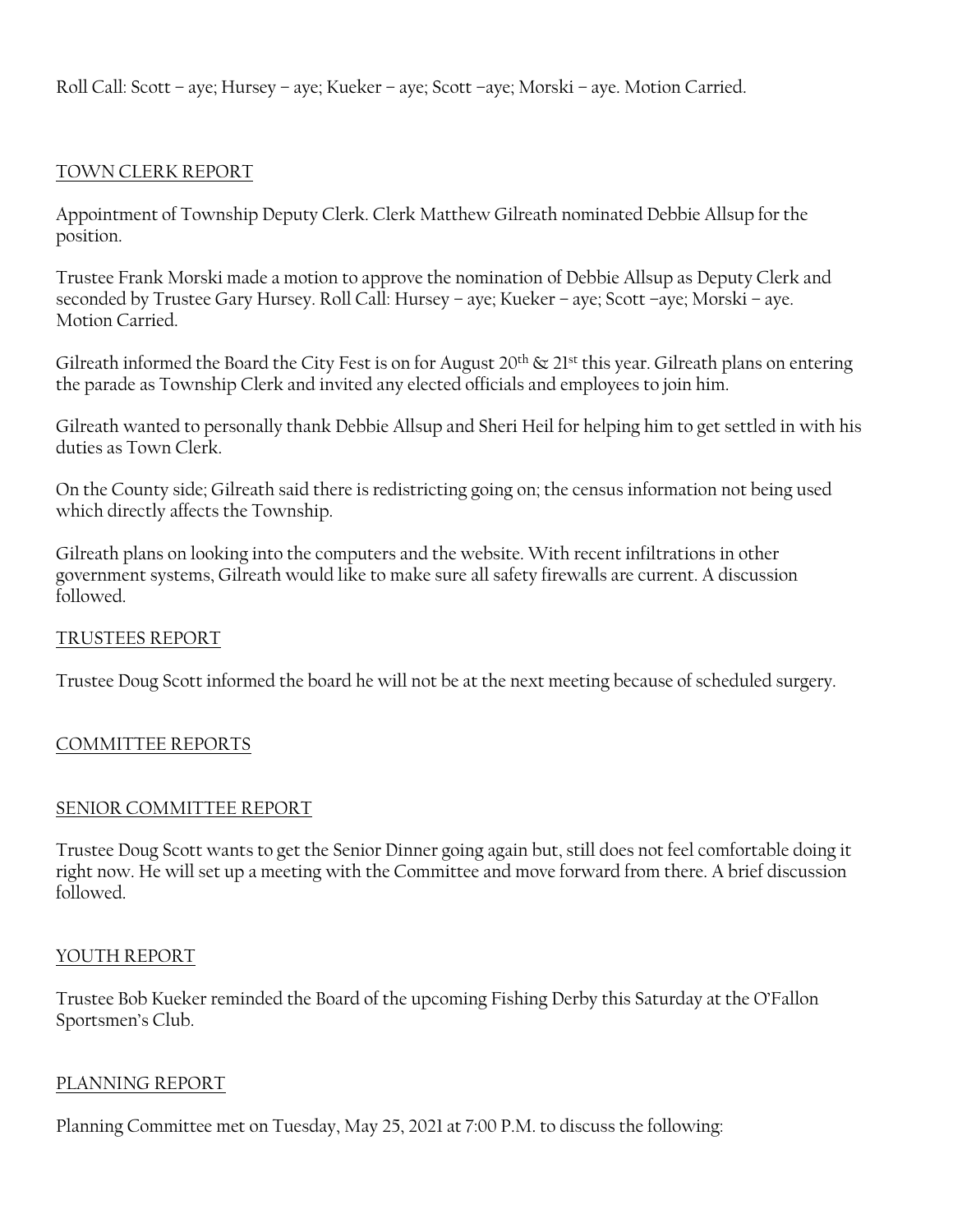Roll Call: Scott – aye; Hursey – aye; Kueker – aye; Scott –aye; Morski – aye. Motion Carried.

TOWN CLERK REPORT

Appointment of Township Deputy Clerk. Clerk Matthew Gilreath nominated Debbie Allsup for the position.

Trustee Frank Morski made a motion to approve the nomination of Debbie Allsup as Deputy Clerk and seconded by Trustee Gary Hursey. Roll Call: Hursey – aye; Kueker – aye; Scott –aye; Morski – aye. Motion Carried.

Gilreath informed the Board the City Fest is on for August 20th & 21st this year. Gilreath plans on entering the parade as Township Clerk and invited any elected officials and employees to join him.

Gilreath wanted to personally thank Debbie Allsup and Sheri Heil for helping him to get settled in with his duties as Town Clerk.

On the County side; Gilreath said there is redistricting going on; the census information not being used which directly affects the Township.

Gilreath plans on looking into the computers and the website. With recent infiltrations in other government systems, Gilreath would like to make sure all safety firewalls are current. A discussion followed.

TRUSTEES REPORT

Trustee Doug Scott informed the board he will not be at the next meeting because of scheduled surgery.

COMMITTEE REPORTS

SENIOR COMMITTEE REPORT

Trustee Doug Scott wants to get the Senior Dinner going again but, still does not feel comfortable doing it right now. He will set up a meeting with the Committee and move forward from there. A brief discussion followed.

YOUTH REPORT

Trustee Bob Kueker reminded the Board of the upcoming Fishing Derby this Saturday at the O'Fallon Sportsmen's Club.

PLANNING REPORT

Planning Committee met on Tuesday, May 25, 2021 at 7:00 P.M. to discuss the following: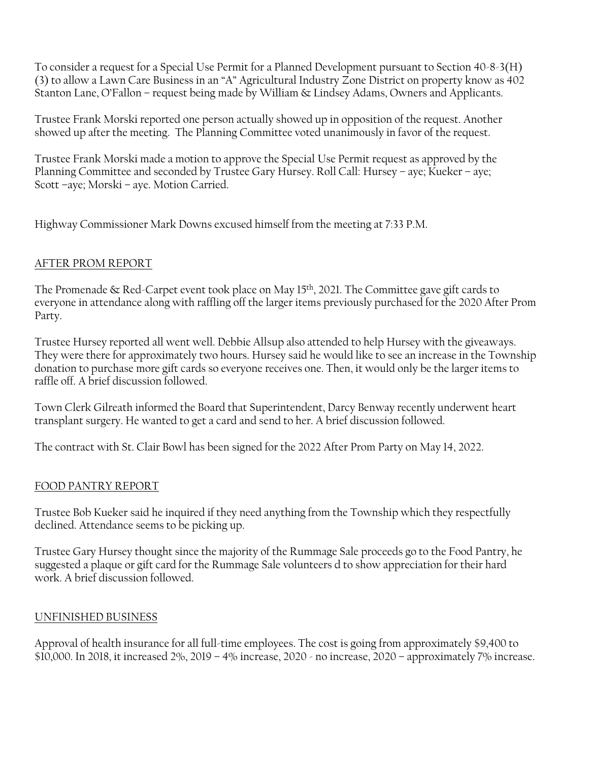To consider a request for a Special Use Permit for a Planned Development pursuant to Section 40-8-3(H)(3) to allow a Lawn Care Business in an "A" Agricultural Industry Zone District on property know as 402 Stanton Lane, O'Fallon – request being made by William & Lindsey Adams, Owners and Applicants.

Trustee Frank Morski reported one person actually showed up in opposition of the request. Another showed up after the meeting. The Planning Committee voted unanimously in favor of the request.

Trustee Frank Morski made a motion to approve the Special Use Permit request as approved by the Planning Committee and seconded by Trustee Gary Hursey. Roll Call: Hursey – aye; Kueker – aye; Scott –aye; Morski – aye. Motion Carried.

Highway Commissioner Mark Downs excused himself from the meeting at 7:33 P.M.

## AFTER PROM REPORT

The Promenade & Red-Carpet event took place on May 15th, 2021. The Committee gave gift cards to everyone in attendance along with raffling off the larger items previously purchased for the 2020 After Prom Party.

Trustee Hursey reported all went well. Debbie Allsup also attended to help Hursey with the giveaways. They were there for approximately two hours. Hursey said he would like to see an increase in the Township donation to purchase more gift cards so everyone receives one. Then, it would only be the larger items to raffle off. A brief discussion followed.

Town Clerk Gilreath informed the Board that Superintendent, Darcy Benway recently underwent heart transplant surgery. He wanted to get a card and send to her. A brief discussion followed.

The contract with St. Clair Bowl has been signed for the 2022 After Prom Party on May 14, 2022.

## FOOD PANTRY REPORT

Trustee Bob Kueker said he inquired if they need anything from the Township which they respectfully declined. Attendance seems to be picking up.

Trustee Gary Hursey thought since the majority of the Rummage Sale proceeds go to the Food Pantry, he suggested a plaque or gift card for the Rummage Sale volunteers d to show appreciation for their hard work. A brief discussion followed.

## UNFINISHED BUSINESS

Approval of health insurance for all full-time employees. The cost is going from approximately $9,400 to $10,000. In 2018, it increased 2%, 2019 – 4% increase, 2020 - no increase, 2020 – approximately 7% increase.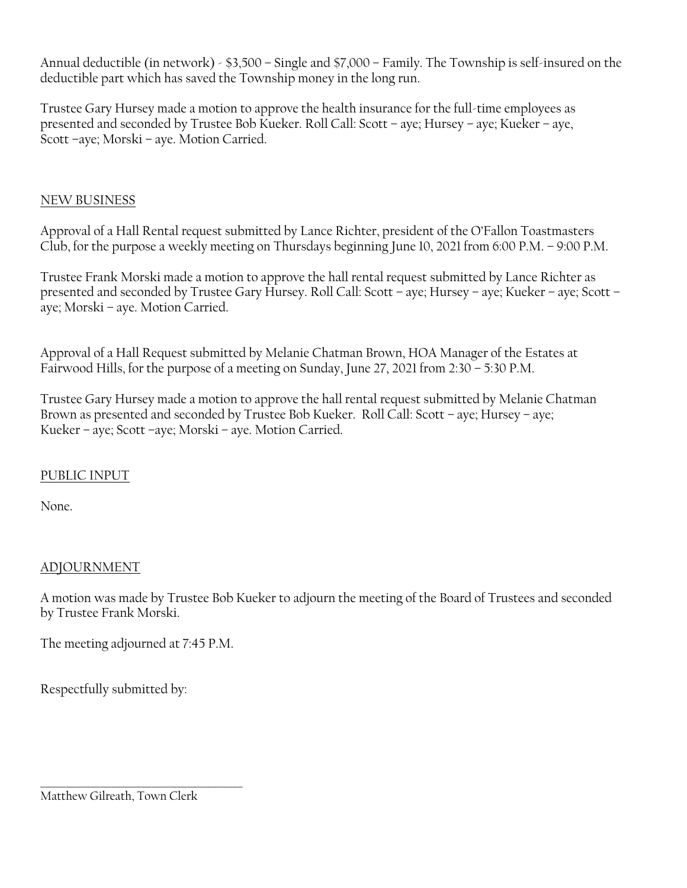Annual deductible (in network) - $3,500 – Single and $7,000 – Family. The Township is self-insured on the deductible part which has saved the Township money in the long run.

Trustee Gary Hursey made a motion to approve the health insurance for the full-time employees as presented and seconded by Trustee Bob Kueker. Roll Call: Scott – aye; Hursey – aye; Kueker – aye, Scott –aye; Morski – aye. Motion Carried.

## NEW BUSINESS

Approval of a Hall Rental request submitted by Lance Richter, president of the O'Fallon Toastmasters Club, for the purpose a weekly meeting on Thursdays beginning June 10, 2021 from 6:00 P.M. – 9:00 P.M.

Trustee Frank Morski made a motion to approve the hall rental request submitted by Lance Richter as presented and seconded by Trustee Gary Hursey. Roll Call: Scott – aye; Hursey – aye; Kueker – aye; Scott – aye; Morski – aye. Motion Carried.

Approval of a Hall Request submitted by Melanie Chatman Brown, HOA Manager of the Estates at Fairwood Hills, for the purpose of a meeting on Sunday, June 27, 2021 from 2:30 – 5:30 P.M.

Trustee Gary Hursey made a motion to approve the hall rental request submitted by Melanie Chatman Brown as presented and seconded by Trustee Bob Kueker. Roll Call: Scott – aye; Hursey – aye; Kueker – aye; Scott –aye; Morski – aye. Motion Carried.

## PUBLIC INPUT

None.

## ADJOURNMENT

A motion was made by Trustee Bob Kueker to adjourn the meeting of the Board of Trustees and seconded by Trustee Frank Morski.

The meeting adjourned at 7:45 P.M.

Respectfully submitted by:

\_\_\_\_\_\_\_\_\_\_\_\_\_\_\_\_\_\_\_\_\_\_\_\_\_\_\_\_\_\_\_\_\_\_
Matthew Gilreath, Town Clerk